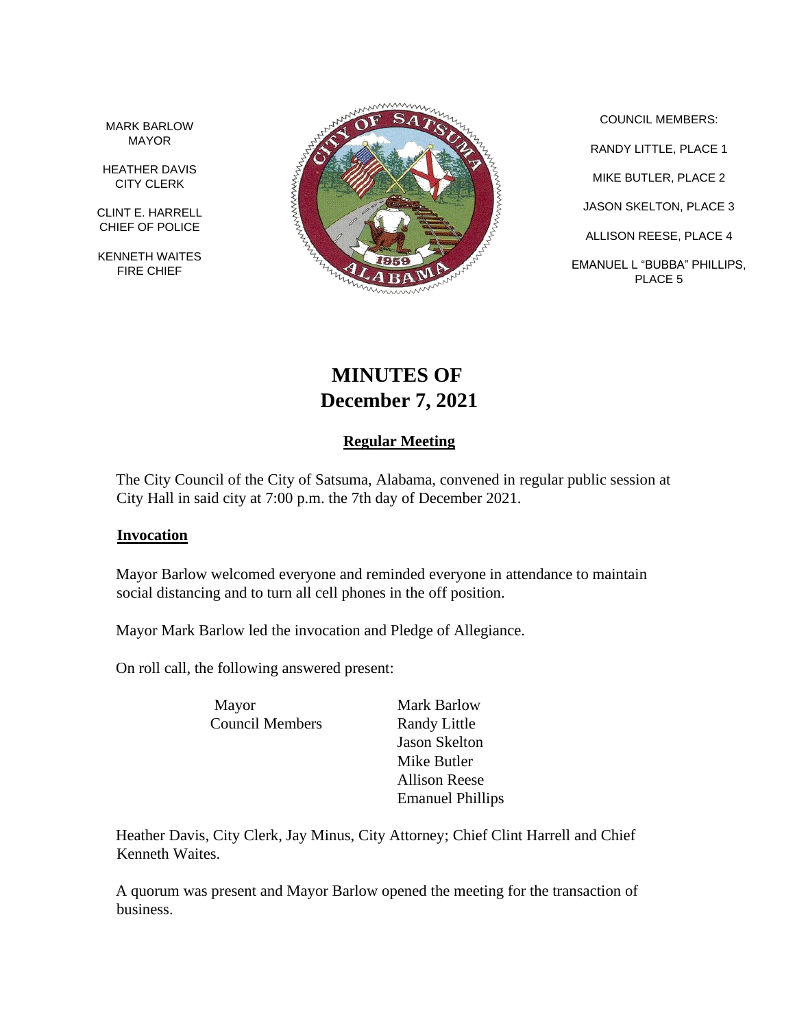MARK BARLOW
MAYOR

HEATHER DAVIS
CITY CLERK

CLINT E. HARRELL
CHIEF OF POLICE

KENNETH WAITES
FIRE CHIEF

COUNCIL MEMBERS:

RANDY LITTLE, PLACE 1

MIKE BUTLER, PLACE 2

JASON SKELTON, PLACE 3

ALLISON REESE, PLACE 4

EMANUEL L "BUBBA" PHILLIPS, PLACE 5

# MINUTES OF
# December 7, 2021

## Regular Meeting

The City Council of the City of Satsuma, Alabama, convened in regular public session at City Hall in said city at 7:00 p.m. the 7th day of December 2021.

### Invocation

Mayor Barlow welcomed everyone and reminded everyone in attendance to maintain social distancing and to turn all cell phones in the off position.

Mayor Mark Barlow led the invocation and Pledge of Allegiance.

On roll call, the following answered present:

| | |
|---|---|
| Mayor | Mark Barlow |
| Council Members | Randy Little |
| | Jason Skelton |
| | Mike Butler |
| | Allison Reese |
| | Emanuel Phillips |

Heather Davis, City Clerk, Jay Minus, City Attorney; Chief Clint Harrell and Chief Kenneth Waites.

A quorum was present and Mayor Barlow opened the meeting for the transaction of business.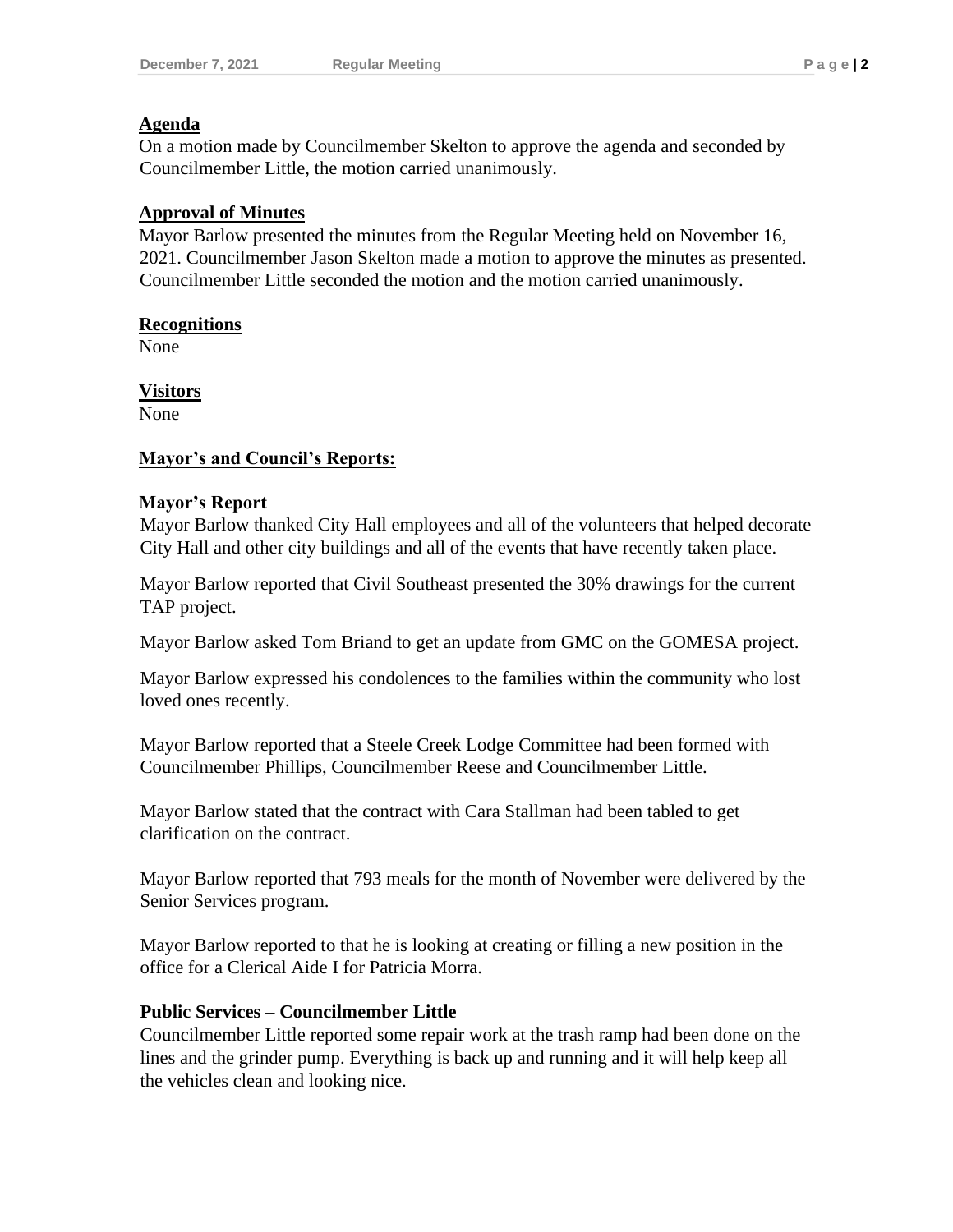**Agenda**

On a motion made by Councilmember Skelton to approve the agenda and seconded by Councilmember Little, the motion carried unanimously.

**Approval of Minutes**

Mayor Barlow presented the minutes from the Regular Meeting held on November 16, 2021. Councilmember Jason Skelton made a motion to approve the minutes as presented. Councilmember Little seconded the motion and the motion carried unanimously.

**Recognitions**

None

**Visitors**

None

**Mayor's and Council's Reports:**

**Mayor's Report**

Mayor Barlow thanked City Hall employees and all of the volunteers that helped decorate City Hall and other city buildings and all of the events that have recently taken place.

Mayor Barlow reported that Civil Southeast presented the 30% drawings for the current TAP project.

Mayor Barlow asked Tom Briand to get an update from GMC on the GOMESA project.

Mayor Barlow expressed his condolences to the families within the community who lost loved ones recently.

Mayor Barlow reported that a Steele Creek Lodge Committee had been formed with Councilmember Phillips, Councilmember Reese and Councilmember Little.

Mayor Barlow stated that the contract with Cara Stallman had been tabled to get clarification on the contract.

Mayor Barlow reported that 793 meals for the month of November were delivered by the Senior Services program.

Mayor Barlow reported to that he is looking at creating or filling a new position in the office for a Clerical Aide I for Patricia Morra.

**Public Services – Councilmember Little**

Councilmember Little reported some repair work at the trash ramp had been done on the lines and the grinder pump. Everything is back up and running and it will help keep all the vehicles clean and looking nice.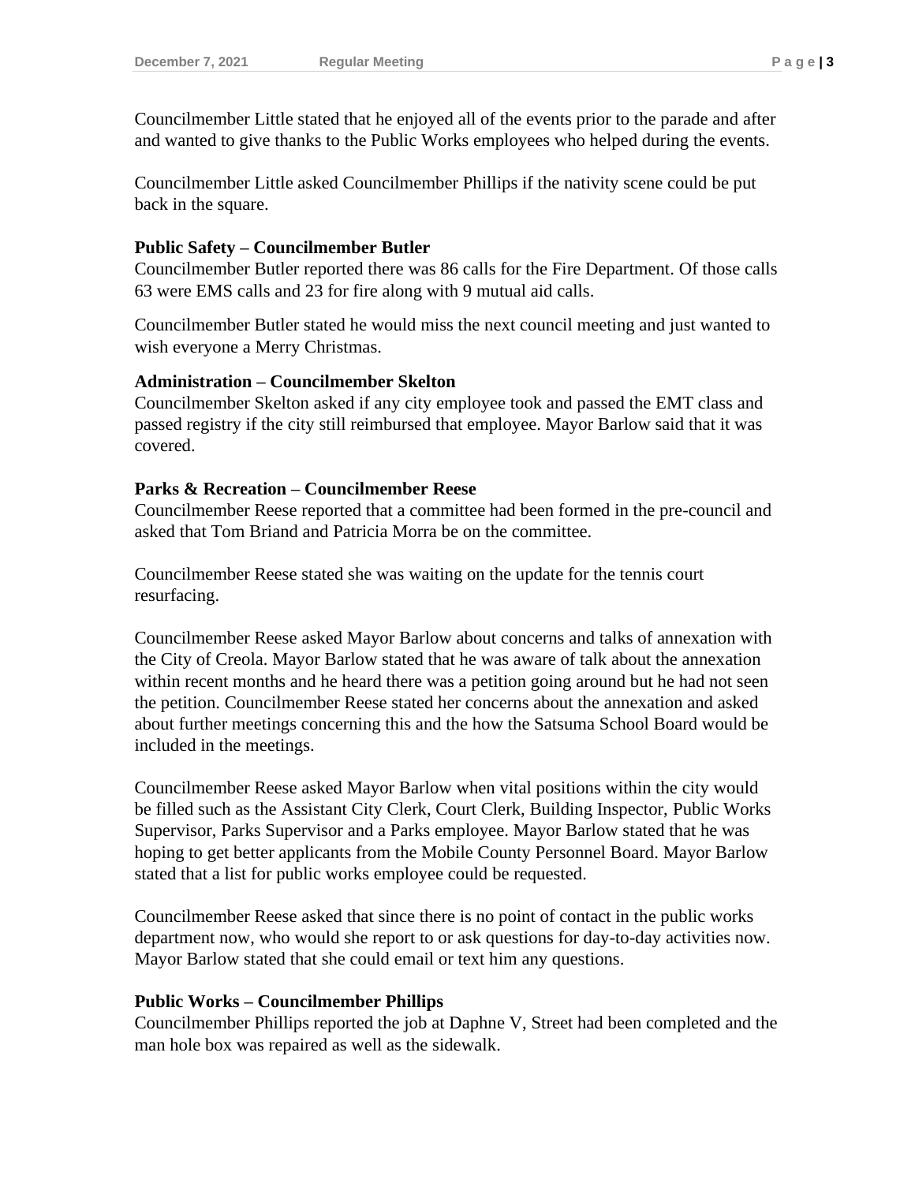Councilmember Little stated that he enjoyed all of the events prior to the parade and after and wanted to give thanks to the Public Works employees who helped during the events.

Councilmember Little asked Councilmember Phillips if the nativity scene could be put back in the square.

**Public Safety – Councilmember Butler**

Councilmember Butler reported there was 86 calls for the Fire Department. Of those calls 63 were EMS calls and 23 for fire along with 9 mutual aid calls.

Councilmember Butler stated he would miss the next council meeting and just wanted to wish everyone a Merry Christmas.

**Administration – Councilmember Skelton**

Councilmember Skelton asked if any city employee took and passed the EMT class and passed registry if the city still reimbursed that employee. Mayor Barlow said that it was covered.

**Parks & Recreation – Councilmember Reese**

Councilmember Reese reported that a committee had been formed in the pre-council and asked that Tom Briand and Patricia Morra be on the committee.

Councilmember Reese stated she was waiting on the update for the tennis court resurfacing.

Councilmember Reese asked Mayor Barlow about concerns and talks of annexation with the City of Creola. Mayor Barlow stated that he was aware of talk about the annexation within recent months and he heard there was a petition going around but he had not seen the petition. Councilmember Reese stated her concerns about the annexation and asked about further meetings concerning this and the how the Satsuma School Board would be included in the meetings.

Councilmember Reese asked Mayor Barlow when vital positions within the city would be filled such as the Assistant City Clerk, Court Clerk, Building Inspector, Public Works Supervisor, Parks Supervisor and a Parks employee. Mayor Barlow stated that he was hoping to get better applicants from the Mobile County Personnel Board. Mayor Barlow stated that a list for public works employee could be requested.

Councilmember Reese asked that since there is no point of contact in the public works department now, who would she report to or ask questions for day-to-day activities now. Mayor Barlow stated that she could email or text him any questions.

**Public Works – Councilmember Phillips**

Councilmember Phillips reported the job at Daphne V, Street had been completed and the man hole box was repaired as well as the sidewalk.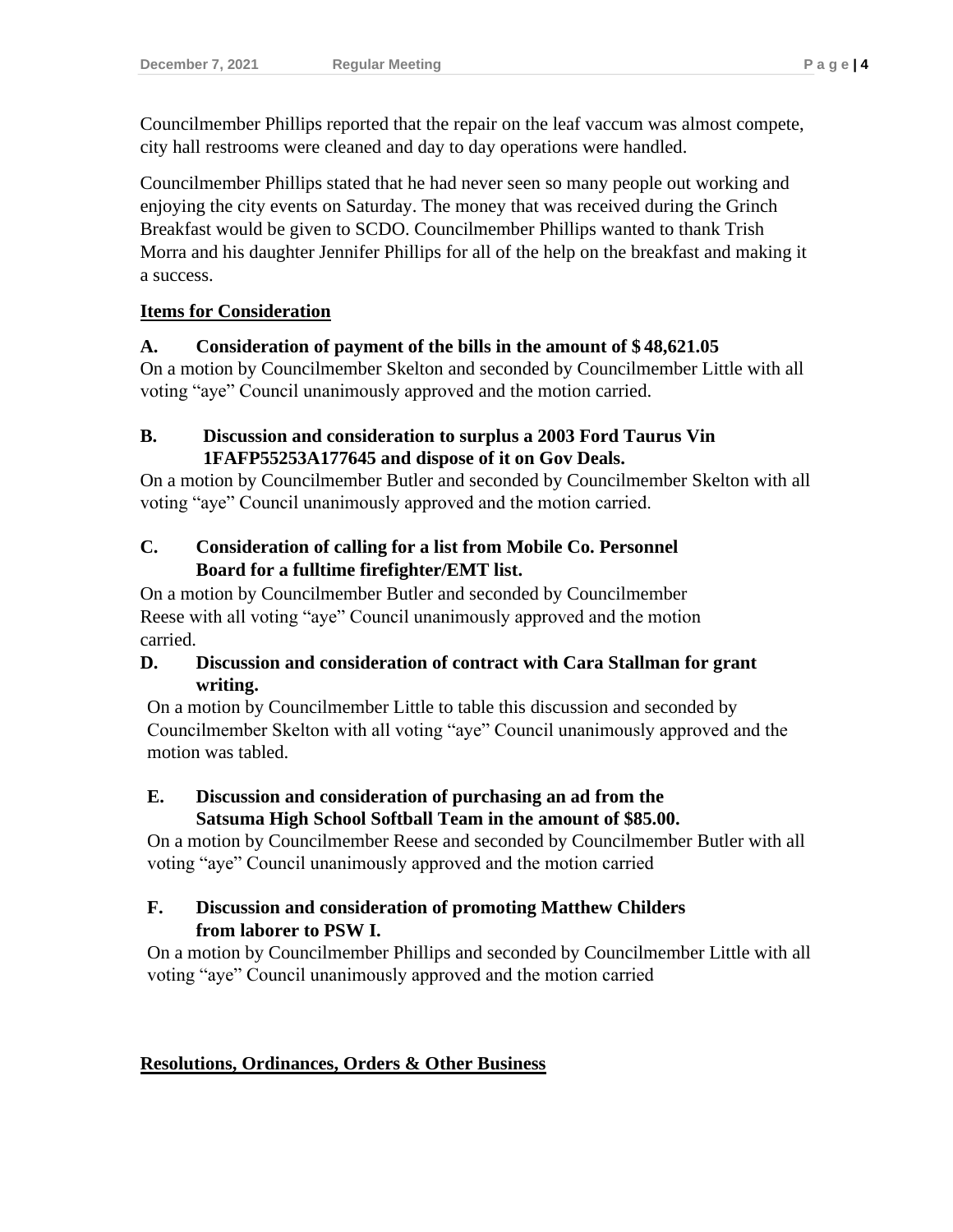Councilmember Phillips reported that the repair on the leaf vaccum was almost compete, city hall restrooms were cleaned and day to day operations were handled.

Councilmember Phillips stated that he had never seen so many people out working and enjoying the city events on Saturday. The money that was received during the Grinch Breakfast would be given to SCDO. Councilmember Phillips wanted to thank Trish Morra and his daughter Jennifer Phillips for all of the help on the breakfast and making it a success.

**Items for Consideration**

**A. Consideration of payment of the bills in the amount of $ 48,621.05**
On a motion by Councilmember Skelton and seconded by Councilmember Little with all voting "aye" Council unanimously approved and the motion carried.

**B. Discussion and consideration to surplus a 2003 Ford Taurus Vin 1FAFP55253A177645 and dispose of it on Gov Deals.**
On a motion by Councilmember Butler and seconded by Councilmember Skelton with all voting "aye" Council unanimously approved and the motion carried.

**C. Consideration of calling for a list from Mobile Co. Personnel Board for a fulltime firefighter/EMT list.**
On a motion by Councilmember Butler and seconded by Councilmember Reese with all voting "aye" Council unanimously approved and the motion carried.

**D. Discussion and consideration of contract with Cara Stallman for grant writing.**
On a motion by Councilmember Little to table this discussion and seconded by Councilmember Skelton with all voting "aye" Council unanimously approved and the motion was tabled.

**E. Discussion and consideration of purchasing an ad from the Satsuma High School Softball Team in the amount of $85.00.**
On a motion by Councilmember Reese and seconded by Councilmember Butler with all voting "aye" Council unanimously approved and the motion carried

**F. Discussion and consideration of promoting Matthew Childers from laborer to PSW I.**
On a motion by Councilmember Phillips and seconded by Councilmember Little with all voting "aye" Council unanimously approved and the motion carried

**Resolutions, Ordinances, Orders & Other Business**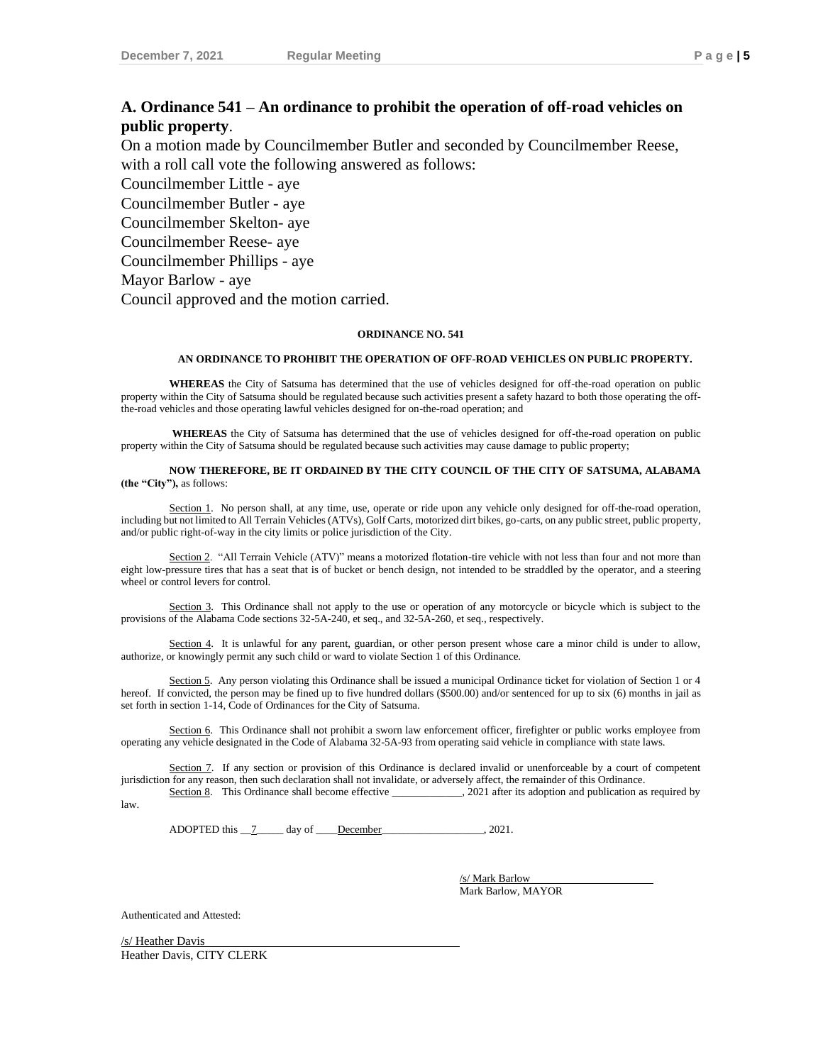## A. Ordinance 541 – An ordinance to prohibit the operation of off-road vehicles on public property.

On a motion made by Councilmember Butler and seconded by Councilmember Reese, with a roll call vote the following answered as follows:

Councilmember Little - aye
Councilmember Butler - aye
Councilmember Skelton- aye
Councilmember Reese- aye
Councilmember Phillips - aye
Mayor Barlow - aye
Council approved and the motion carried.

**ORDINANCE NO. 541**

**AN ORDINANCE TO PROHIBIT THE OPERATION OF OFF-ROAD VEHICLES ON PUBLIC PROPERTY.**

**WHEREAS** the City of Satsuma has determined that the use of vehicles designed for off-the-road operation on public property within the City of Satsuma should be regulated because such activities present a safety hazard to both those operating the off-the-road vehicles and those operating lawful vehicles designed for on-the-road operation; and

**WHEREAS** the City of Satsuma has determined that the use of vehicles designed for off-the-road operation on public property within the City of Satsuma should be regulated because such activities may cause damage to public property;

**NOW THEREFORE, BE IT ORDAINED BY THE CITY COUNCIL OF THE CITY OF SATSUMA, ALABAMA (the "City"),** as follows:

Section 1. No person shall, at any time, use, operate or ride upon any vehicle only designed for off-the-road operation, including but not limited to All Terrain Vehicles (ATVs), Golf Carts, motorized dirt bikes, go-carts, on any public street, public property, and/or public right-of-way in the city limits or police jurisdiction of the City.

Section 2. "All Terrain Vehicle (ATV)" means a motorized flotation-tire vehicle with not less than four and not more than eight low-pressure tires that has a seat that is of bucket or bench design, not intended to be straddled by the operator, and a steering wheel or control levers for control.

Section 3. This Ordinance shall not apply to the use or operation of any motorcycle or bicycle which is subject to the provisions of the Alabama Code sections 32-5A-240, et seq., and 32-5A-260, et seq., respectively.

Section 4. It is unlawful for any parent, guardian, or other person present whose care a minor child is under to allow, authorize, or knowingly permit any such child or ward to violate Section 1 of this Ordinance.

Section 5. Any person violating this Ordinance shall be issued a municipal Ordinance ticket for violation of Section 1 or 4 hereof. If convicted, the person may be fined up to five hundred dollars ($500.00) and/or sentenced for up to six (6) months in jail as set forth in section 1-14, Code of Ordinances for the City of Satsuma.

Section 6. This Ordinance shall not prohibit a sworn law enforcement officer, firefighter or public works employee from operating any vehicle designated in the Code of Alabama 32-5A-93 from operating said vehicle in compliance with state laws.

Section 7. If any section or provision of this Ordinance is declared invalid or unenforceable by a court of competent jurisdiction for any reason, then such declaration shall not invalidate, or adversely affect, the remainder of this Ordinance.

Section 8. This Ordinance shall become effective ____________, 2021 after its adoption and publication as required by law.

ADOPTED this 7 day of December, 2021.

/s/ Mark Barlow
Mark Barlow, MAYOR

Authenticated and Attested:

/s/ Heather Davis
Heather Davis, CITY CLERK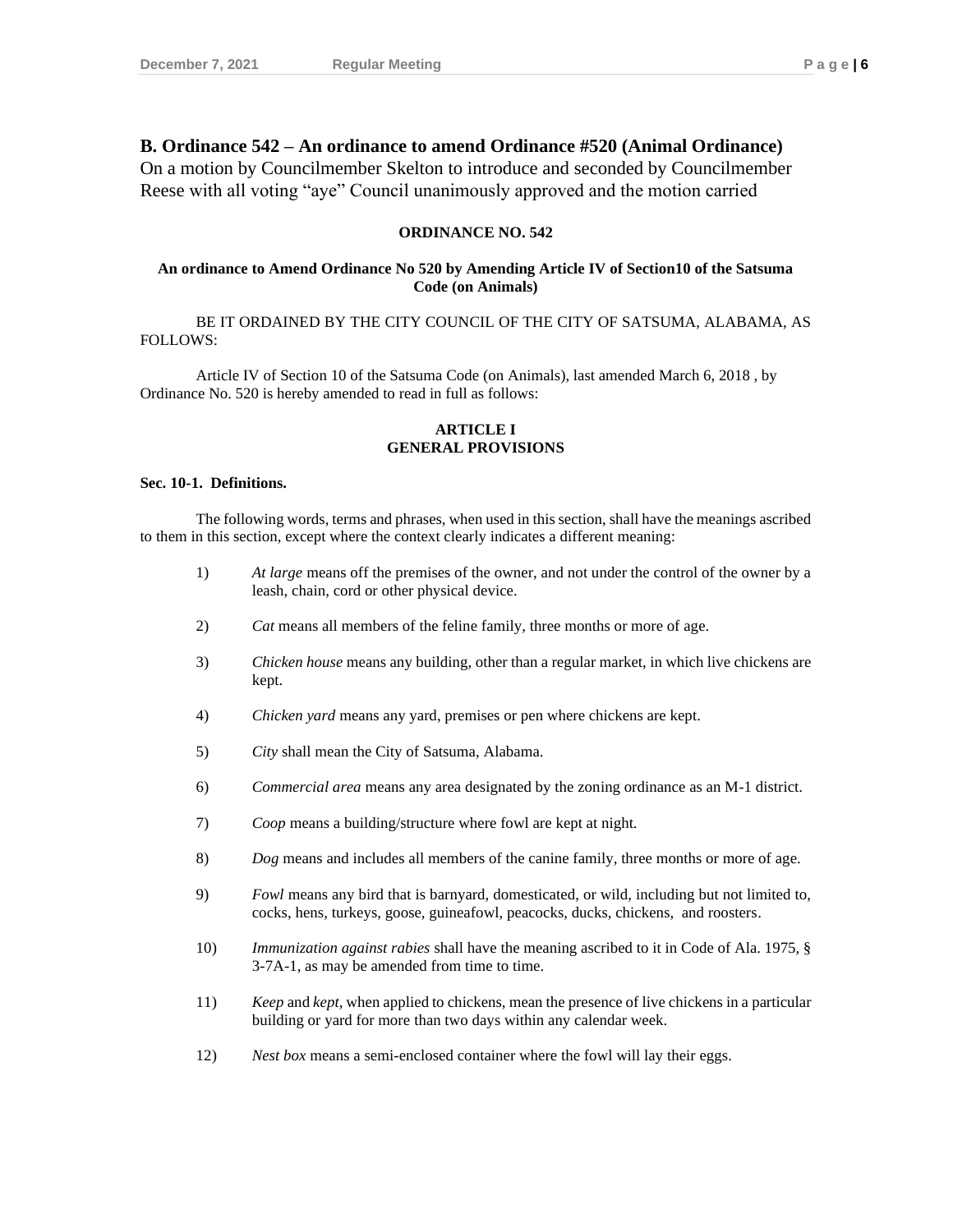## B. Ordinance 542 – An ordinance to amend Ordinance #520 (Animal Ordinance)

On a motion by Councilmember Skelton to introduce and seconded by Councilmember Reese with all voting "aye" Council unanimously approved and the motion carried

**ORDINANCE NO. 542**

**An ordinance to Amend Ordinance No 520 by Amending Article IV of Section10 of the Satsuma Code (on Animals)**

BE IT ORDAINED BY THE CITY COUNCIL OF THE CITY OF SATSUMA, ALABAMA, AS FOLLOWS:

Article IV of Section 10 of the Satsuma Code (on Animals), last amended March 6, 2018 , by Ordinance No. 520 is hereby amended to read in full as follows:

**ARTICLE I**
**GENERAL PROVISIONS**

**Sec. 10-1. Definitions.**

The following words, terms and phrases, when used in this section, shall have the meanings ascribed to them in this section, except where the context clearly indicates a different meaning:

1) *At large* means off the premises of the owner, and not under the control of the owner by a leash, chain, cord or other physical device.

2) *Cat* means all members of the feline family, three months or more of age.

3) *Chicken house* means any building, other than a regular market, in which live chickens are kept.

4) *Chicken yard* means any yard, premises or pen where chickens are kept.

5) *City* shall mean the City of Satsuma, Alabama.

6) *Commercial area* means any area designated by the zoning ordinance as an M-1 district.

7) *Coop* means a building/structure where fowl are kept at night.

8) *Dog* means and includes all members of the canine family, three months or more of age.

9) *Fowl* means any bird that is barnyard, domesticated, or wild, including but not limited to, cocks, hens, turkeys, goose, guineafowl, peacocks, ducks, chickens, and roosters.

10) *Immunization against rabies* shall have the meaning ascribed to it in Code of Ala. 1975, § 3-7A-1, as may be amended from time to time.

11) *Keep* and *kept*, when applied to chickens, mean the presence of live chickens in a particular building or yard for more than two days within any calendar week.

12) *Nest box* means a semi-enclosed container where the fowl will lay their eggs.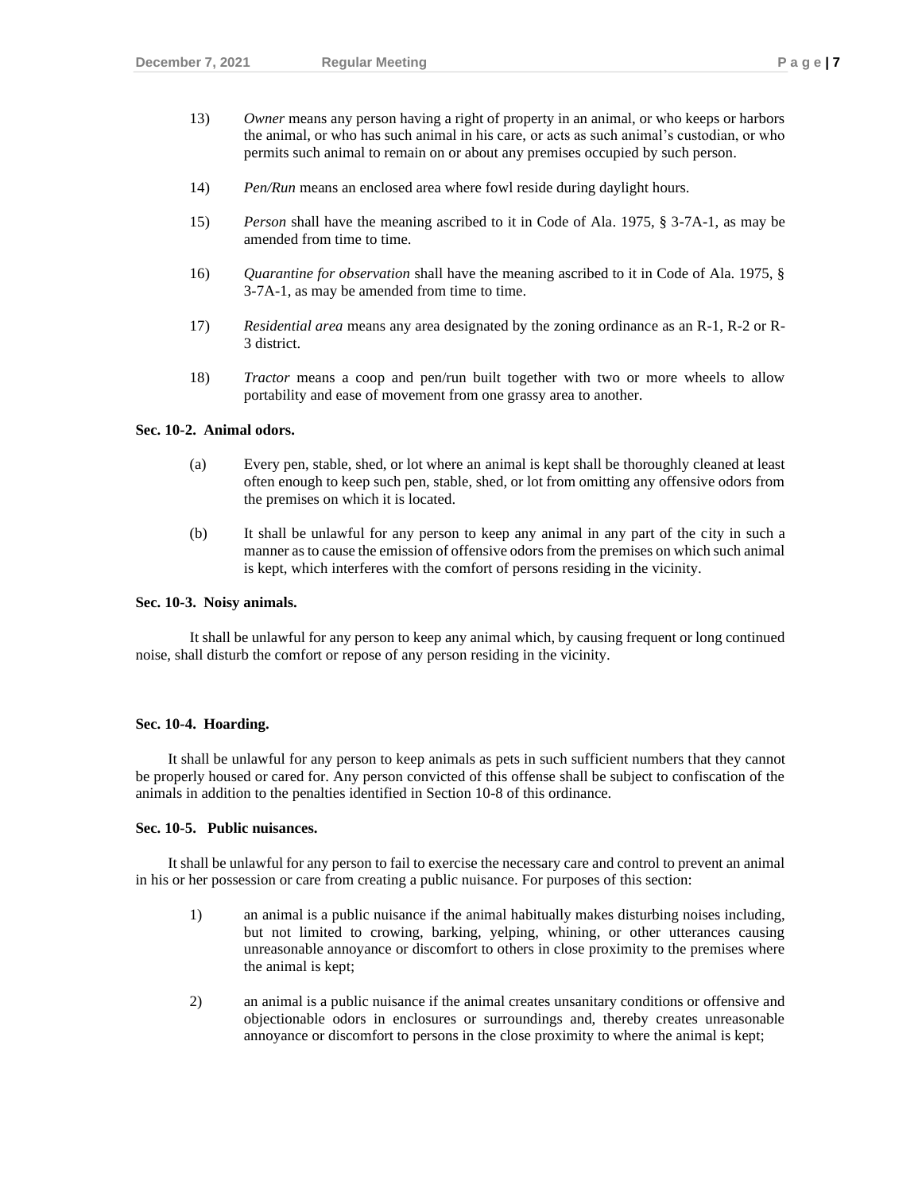13) *Owner* means any person having a right of property in an animal, or who keeps or harbors the animal, or who has such animal in his care, or acts as such animal's custodian, or who permits such animal to remain on or about any premises occupied by such person.

14) *Pen/Run* means an enclosed area where fowl reside during daylight hours.

15) *Person* shall have the meaning ascribed to it in Code of Ala. 1975, § 3-7A-1, as may be amended from time to time.

16) *Quarantine for observation* shall have the meaning ascribed to it in Code of Ala. 1975, § 3-7A-1, as may be amended from time to time.

17) *Residential area* means any area designated by the zoning ordinance as an R-1, R-2 or R-3 district.

18) *Tractor* means a coop and pen/run built together with two or more wheels to allow portability and ease of movement from one grassy area to another.

**Sec. 10-2. Animal odors.**

(a) Every pen, stable, shed, or lot where an animal is kept shall be thoroughly cleaned at least often enough to keep such pen, stable, shed, or lot from omitting any offensive odors from the premises on which it is located.

(b) It shall be unlawful for any person to keep any animal in any part of the city in such a manner as to cause the emission of offensive odors from the premises on which such animal is kept, which interferes with the comfort of persons residing in the vicinity.

**Sec. 10-3. Noisy animals.**

It shall be unlawful for any person to keep any animal which, by causing frequent or long continued noise, shall disturb the comfort or repose of any person residing in the vicinity.

**Sec. 10-4. Hoarding.**

It shall be unlawful for any person to keep animals as pets in such sufficient numbers that they cannot be properly housed or cared for. Any person convicted of this offense shall be subject to confiscation of the animals in addition to the penalties identified in Section 10-8 of this ordinance.

**Sec. 10-5. Public nuisances.**

It shall be unlawful for any person to fail to exercise the necessary care and control to prevent an animal in his or her possession or care from creating a public nuisance. For purposes of this section:

1) an animal is a public nuisance if the animal habitually makes disturbing noises including, but not limited to crowing, barking, yelping, whining, or other utterances causing unreasonable annoyance or discomfort to others in close proximity to the premises where the animal is kept;

2) an animal is a public nuisance if the animal creates unsanitary conditions or offensive and objectionable odors in enclosures or surroundings and, thereby creates unreasonable annoyance or discomfort to persons in the close proximity to where the animal is kept;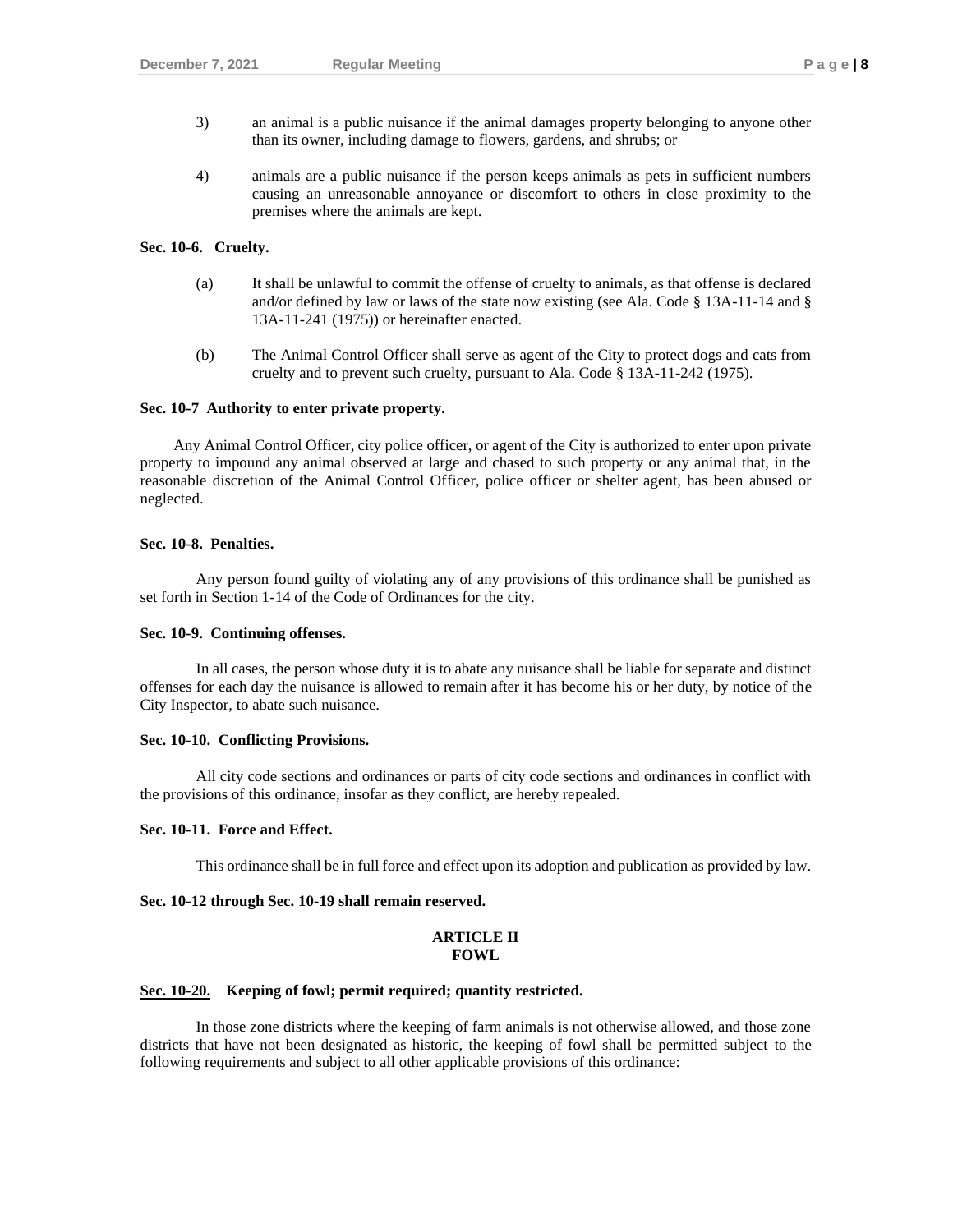3) an animal is a public nuisance if the animal damages property belonging to anyone other than its owner, including damage to flowers, gardens, and shrubs; or

4) animals are a public nuisance if the person keeps animals as pets in sufficient numbers causing an unreasonable annoyance or discomfort to others in close proximity to the premises where the animals are kept.

**Sec. 10-6. Cruelty.**

(a) It shall be unlawful to commit the offense of cruelty to animals, as that offense is declared and/or defined by law or laws of the state now existing (see Ala. Code § 13A-11-14 and § 13A-11-241 (1975)) or hereinafter enacted.

(b) The Animal Control Officer shall serve as agent of the City to protect dogs and cats from cruelty and to prevent such cruelty, pursuant to Ala. Code § 13A-11-242 (1975).

**Sec. 10-7 Authority to enter private property.**

Any Animal Control Officer, city police officer, or agent of the City is authorized to enter upon private property to impound any animal observed at large and chased to such property or any animal that, in the reasonable discretion of the Animal Control Officer, police officer or shelter agent, has been abused or neglected.

**Sec. 10-8. Penalties.**

Any person found guilty of violating any of any provisions of this ordinance shall be punished as set forth in Section 1-14 of the Code of Ordinances for the city.

**Sec. 10-9. Continuing offenses.**

In all cases, the person whose duty it is to abate any nuisance shall be liable for separate and distinct offenses for each day the nuisance is allowed to remain after it has become his or her duty, by notice of the City Inspector, to abate such nuisance.

**Sec. 10-10. Conflicting Provisions.**

All city code sections and ordinances or parts of city code sections and ordinances in conflict with the provisions of this ordinance, insofar as they conflict, are hereby repealed.

**Sec. 10-11. Force and Effect.**

This ordinance shall be in full force and effect upon its adoption and publication as provided by law.

**Sec. 10-12 through Sec. 10-19 shall remain reserved.**

**ARTICLE II**
**FOWL**

**Sec. 10-20. Keeping of fowl; permit required; quantity restricted.**

In those zone districts where the keeping of farm animals is not otherwise allowed, and those zone districts that have not been designated as historic, the keeping of fowl shall be permitted subject to the following requirements and subject to all other applicable provisions of this ordinance: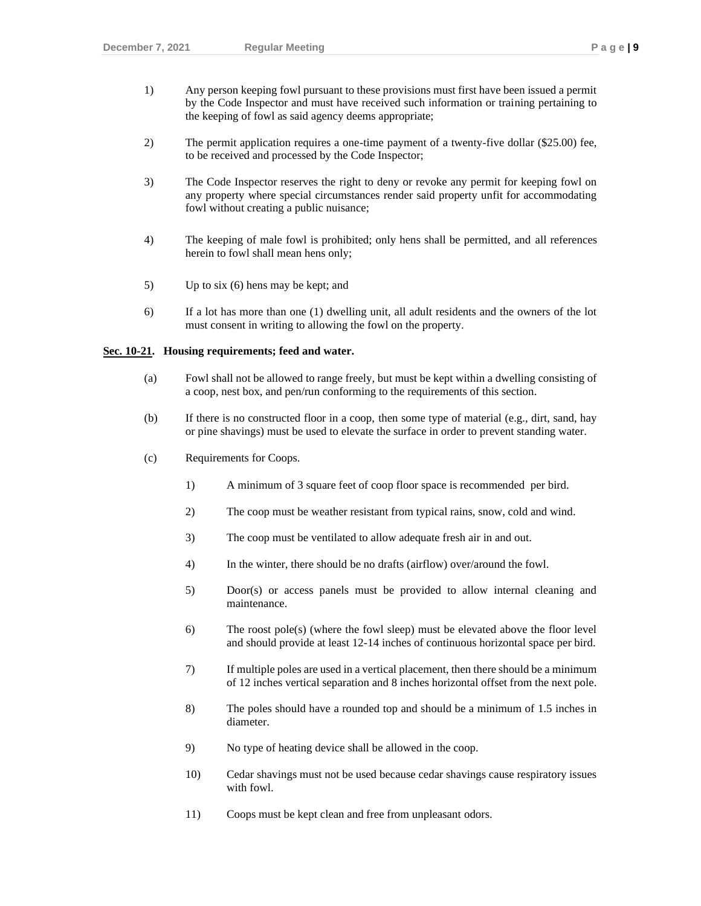1) Any person keeping fowl pursuant to these provisions must first have been issued a permit by the Code Inspector and must have received such information or training pertaining to the keeping of fowl as said agency deems appropriate;

2) The permit application requires a one-time payment of a twenty-five dollar ($25.00) fee, to be received and processed by the Code Inspector;

3) The Code Inspector reserves the right to deny or revoke any permit for keeping fowl on any property where special circumstances render said property unfit for accommodating fowl without creating a public nuisance;

4) The keeping of male fowl is prohibited; only hens shall be permitted, and all references herein to fowl shall mean hens only;

5) Up to six (6) hens may be kept; and

6) If a lot has more than one (1) dwelling unit, all adult residents and the owners of the lot must consent in writing to allowing the fowl on the property.

**<u>Sec. 10-21</u>. Housing requirements; feed and water.**

(a) Fowl shall not be allowed to range freely, but must be kept within a dwelling consisting of a coop, nest box, and pen/run conforming to the requirements of this section.

(b) If there is no constructed floor in a coop, then some type of material (e.g., dirt, sand, hay or pine shavings) must be used to elevate the surface in order to prevent standing water.

(c) Requirements for Coops.

1) A minimum of 3 square feet of coop floor space is recommended per bird.

2) The coop must be weather resistant from typical rains, snow, cold and wind.

3) The coop must be ventilated to allow adequate fresh air in and out.

4) In the winter, there should be no drafts (airflow) over/around the fowl.

5) Door(s) or access panels must be provided to allow internal cleaning and maintenance.

6) The roost pole(s) (where the fowl sleep) must be elevated above the floor level and should provide at least 12-14 inches of continuous horizontal space per bird.

7) If multiple poles are used in a vertical placement, then there should be a minimum of 12 inches vertical separation and 8 inches horizontal offset from the next pole.

8) The poles should have a rounded top and should be a minimum of 1.5 inches in diameter.

9) No type of heating device shall be allowed in the coop.

10) Cedar shavings must not be used because cedar shavings cause respiratory issues with fowl.

11) Coops must be kept clean and free from unpleasant odors.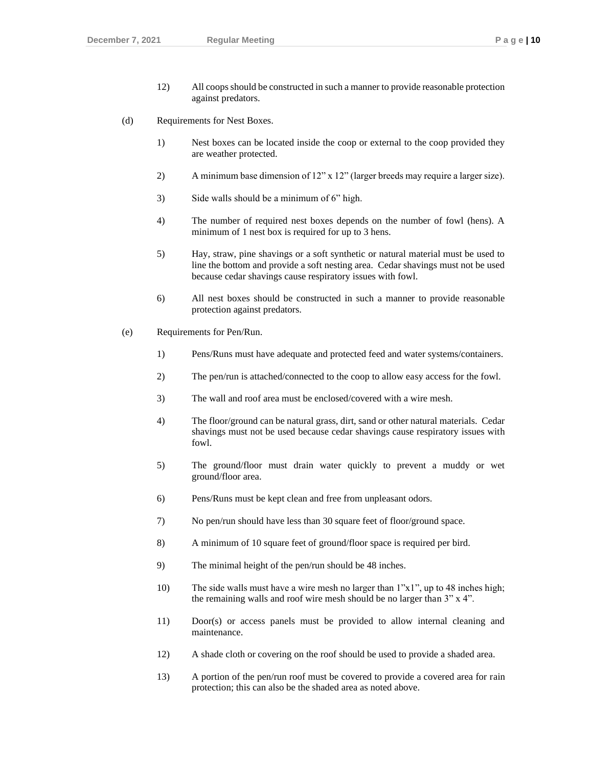12) All coops should be constructed in such a manner to provide reasonable protection against predators.

(d) Requirements for Nest Boxes.

1) Nest boxes can be located inside the coop or external to the coop provided they are weather protected.

2) A minimum base dimension of 12" x 12" (larger breeds may require a larger size).

3) Side walls should be a minimum of 6" high.

4) The number of required nest boxes depends on the number of fowl (hens). A minimum of 1 nest box is required for up to 3 hens.

5) Hay, straw, pine shavings or a soft synthetic or natural material must be used to line the bottom and provide a soft nesting area. Cedar shavings must not be used because cedar shavings cause respiratory issues with fowl.

6) All nest boxes should be constructed in such a manner to provide reasonable protection against predators.

(e) Requirements for Pen/Run.

1) Pens/Runs must have adequate and protected feed and water systems/containers.

2) The pen/run is attached/connected to the coop to allow easy access for the fowl.

3) The wall and roof area must be enclosed/covered with a wire mesh.

4) The floor/ground can be natural grass, dirt, sand or other natural materials. Cedar shavings must not be used because cedar shavings cause respiratory issues with fowl.

5) The ground/floor must drain water quickly to prevent a muddy or wet ground/floor area.

6) Pens/Runs must be kept clean and free from unpleasant odors.

7) No pen/run should have less than 30 square feet of floor/ground space.

8) A minimum of 10 square feet of ground/floor space is required per bird.

9) The minimal height of the pen/run should be 48 inches.

10) The side walls must have a wire mesh no larger than 1"x1", up to 48 inches high; the remaining walls and roof wire mesh should be no larger than 3" x 4".

11) Door(s) or access panels must be provided to allow internal cleaning and maintenance.

12) A shade cloth or covering on the roof should be used to provide a shaded area.

13) A portion of the pen/run roof must be covered to provide a covered area for rain protection; this can also be the shaded area as noted above.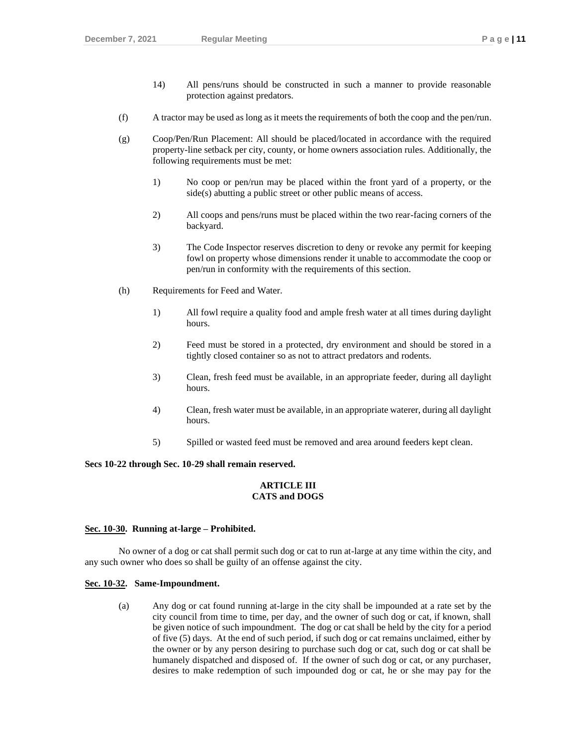14) All pens/runs should be constructed in such a manner to provide reasonable protection against predators.

(f) A tractor may be used as long as it meets the requirements of both the coop and the pen/run.

(g) Coop/Pen/Run Placement: All should be placed/located in accordance with the required property-line setback per city, county, or home owners association rules. Additionally, the following requirements must be met:

1) No coop or pen/run may be placed within the front yard of a property, or the side(s) abutting a public street or other public means of access.

2) All coops and pens/runs must be placed within the two rear-facing corners of the backyard.

3) The Code Inspector reserves discretion to deny or revoke any permit for keeping fowl on property whose dimensions render it unable to accommodate the coop or pen/run in conformity with the requirements of this section.

(h) Requirements for Feed and Water.

1) All fowl require a quality food and ample fresh water at all times during daylight hours.

2) Feed must be stored in a protected, dry environment and should be stored in a tightly closed container so as not to attract predators and rodents.

3) Clean, fresh feed must be available, in an appropriate feeder, during all daylight hours.

4) Clean, fresh water must be available, in an appropriate waterer, during all daylight hours.

5) Spilled or wasted feed must be removed and area around feeders kept clean.

**Secs 10-22 through Sec. 10-29 shall remain reserved.**

## ARTICLE III
## CATS and DOGS

**Sec. 10-30. Running at-large – Prohibited.**

No owner of a dog or cat shall permit such dog or cat to run at-large at any time within the city, and any such owner who does so shall be guilty of an offense against the city.

**Sec. 10-32. Same-Impoundment.**

(a) Any dog or cat found running at-large in the city shall be impounded at a rate set by the city council from time to time, per day, and the owner of such dog or cat, if known, shall be given notice of such impoundment. The dog or cat shall be held by the city for a period of five (5) days. At the end of such period, if such dog or cat remains unclaimed, either by the owner or by any person desiring to purchase such dog or cat, such dog or cat shall be humanely dispatched and disposed of. If the owner of such dog or cat, or any purchaser, desires to make redemption of such impounded dog or cat, he or she may pay for the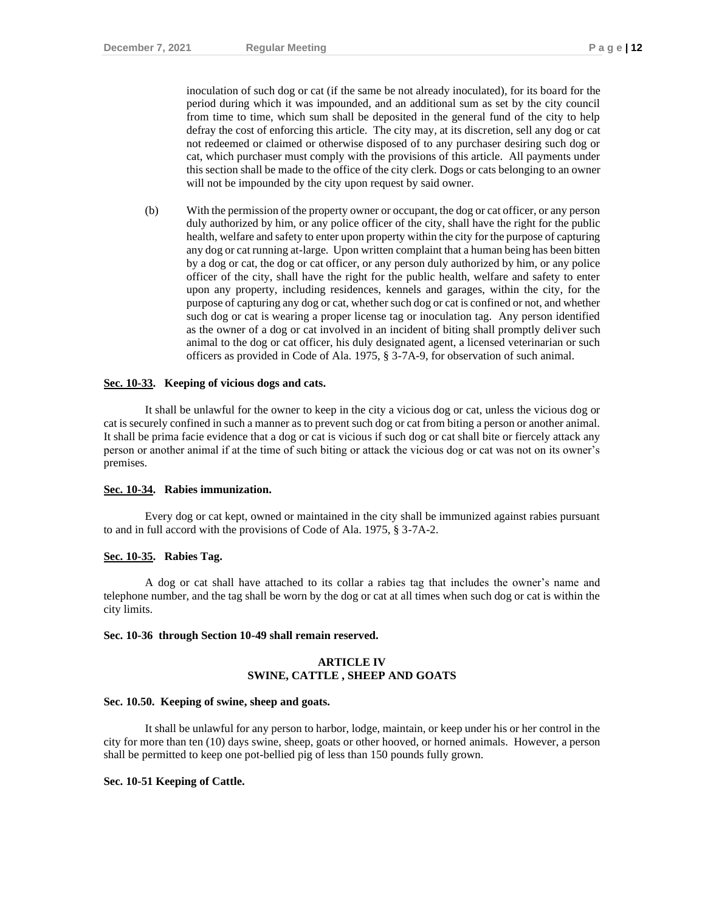inoculation of such dog or cat (if the same be not already inoculated), for its board for the period during which it was impounded, and an additional sum as set by the city council from time to time, which sum shall be deposited in the general fund of the city to help defray the cost of enforcing this article. The city may, at its discretion, sell any dog or cat not redeemed or claimed or otherwise disposed of to any purchaser desiring such dog or cat, which purchaser must comply with the provisions of this article. All payments under this section shall be made to the office of the city clerk. Dogs or cats belonging to an owner will not be impounded by the city upon request by said owner.

(b) With the permission of the property owner or occupant, the dog or cat officer, or any person duly authorized by him, or any police officer of the city, shall have the right for the public health, welfare and safety to enter upon property within the city for the purpose of capturing any dog or cat running at-large. Upon written complaint that a human being has been bitten by a dog or cat, the dog or cat officer, or any person duly authorized by him, or any police officer of the city, shall have the right for the public health, welfare and safety to enter upon any property, including residences, kennels and garages, within the city, for the purpose of capturing any dog or cat, whether such dog or cat is confined or not, and whether such dog or cat is wearing a proper license tag or inoculation tag. Any person identified as the owner of a dog or cat involved in an incident of biting shall promptly deliver such animal to the dog or cat officer, his duly designated agent, a licensed veterinarian or such officers as provided in Code of Ala. 1975, § 3-7A-9, for observation of such animal.

**Sec. 10-33. Keeping of vicious dogs and cats.**

It shall be unlawful for the owner to keep in the city a vicious dog or cat, unless the vicious dog or cat is securely confined in such a manner as to prevent such dog or cat from biting a person or another animal. It shall be prima facie evidence that a dog or cat is vicious if such dog or cat shall bite or fiercely attack any person or another animal if at the time of such biting or attack the vicious dog or cat was not on its owner's premises.

**Sec. 10-34. Rabies immunization.**

Every dog or cat kept, owned or maintained in the city shall be immunized against rabies pursuant to and in full accord with the provisions of Code of Ala. 1975, § 3-7A-2.

**Sec. 10-35. Rabies Tag.**

A dog or cat shall have attached to its collar a rabies tag that includes the owner's name and telephone number, and the tag shall be worn by the dog or cat at all times when such dog or cat is within the city limits.

**Sec. 10-36 through Section 10-49 shall remain reserved.**

## ARTICLE IV
## SWINE, CATTLE , SHEEP AND GOATS

**Sec. 10.50. Keeping of swine, sheep and goats.**

It shall be unlawful for any person to harbor, lodge, maintain, or keep under his or her control in the city for more than ten (10) days swine, sheep, goats or other hooved, or horned animals. However, a person shall be permitted to keep one pot-bellied pig of less than 150 pounds fully grown.

**Sec. 10-51 Keeping of Cattle.**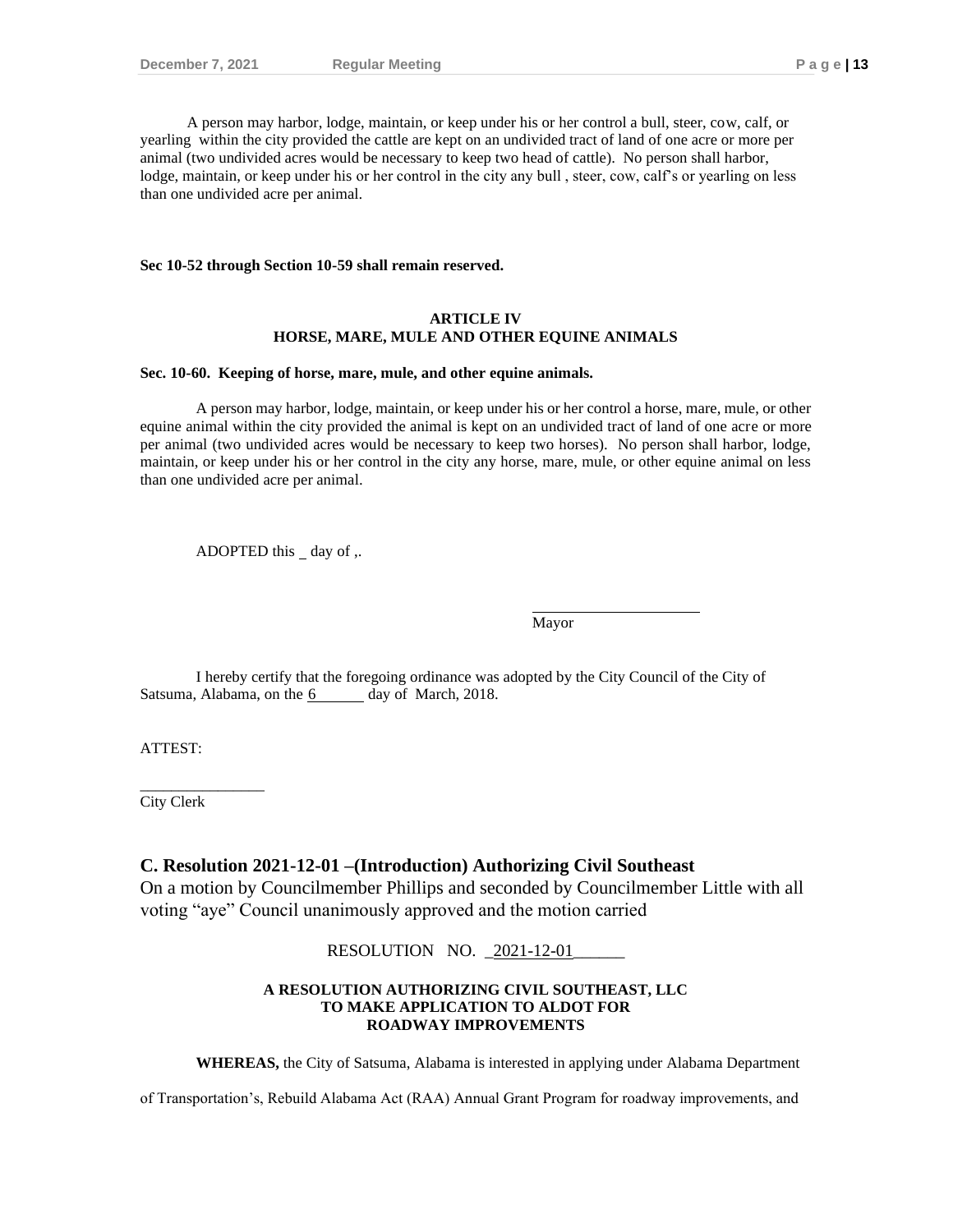A person may harbor, lodge, maintain, or keep under his or her control a bull, steer, cow, calf, or yearling within the city provided the cattle are kept on an undivided tract of land of one acre or more per animal (two undivided acres would be necessary to keep two head of cattle). No person shall harbor, lodge, maintain, or keep under his or her control in the city any bull , steer, cow, calf's or yearling on less than one undivided acre per animal.

**Sec 10-52 through Section 10-59 shall remain reserved.**

**ARTICLE IV**
**HORSE, MARE, MULE AND OTHER EQUINE ANIMALS**

**Sec. 10-60. Keeping of horse, mare, mule, and other equine animals.**

A person may harbor, lodge, maintain, or keep under his or her control a horse, mare, mule, or other equine animal within the city provided the animal is kept on an undivided tract of land of one acre or more per animal (two undivided acres would be necessary to keep two horses). No person shall harbor, lodge, maintain, or keep under his or her control in the city any horse, mare, mule, or other equine animal on less than one undivided acre per animal.

ADOPTED this _ day of ,.

______________________
Mayor

I hereby certify that the foregoing ordinance was adopted by the City Council of the City of Satsuma, Alabama, on the 6______ day of March, 2018.

ATTEST:

________________
City Clerk

## C. Resolution 2021-12-01 –(Introduction) Authorizing Civil Southeast

On a motion by Councilmember Phillips and seconded by Councilmember Little with all voting "aye" Council unanimously approved and the motion carried

RESOLUTION NO. _2021-12-01______

**A RESOLUTION AUTHORIZING CIVIL SOUTHEAST, LLC TO MAKE APPLICATION TO ALDOT FOR ROADWAY IMPROVEMENTS**

**WHEREAS,** the City of Satsuma, Alabama is interested in applying under Alabama Department of Transportation's, Rebuild Alabama Act (RAA) Annual Grant Program for roadway improvements, and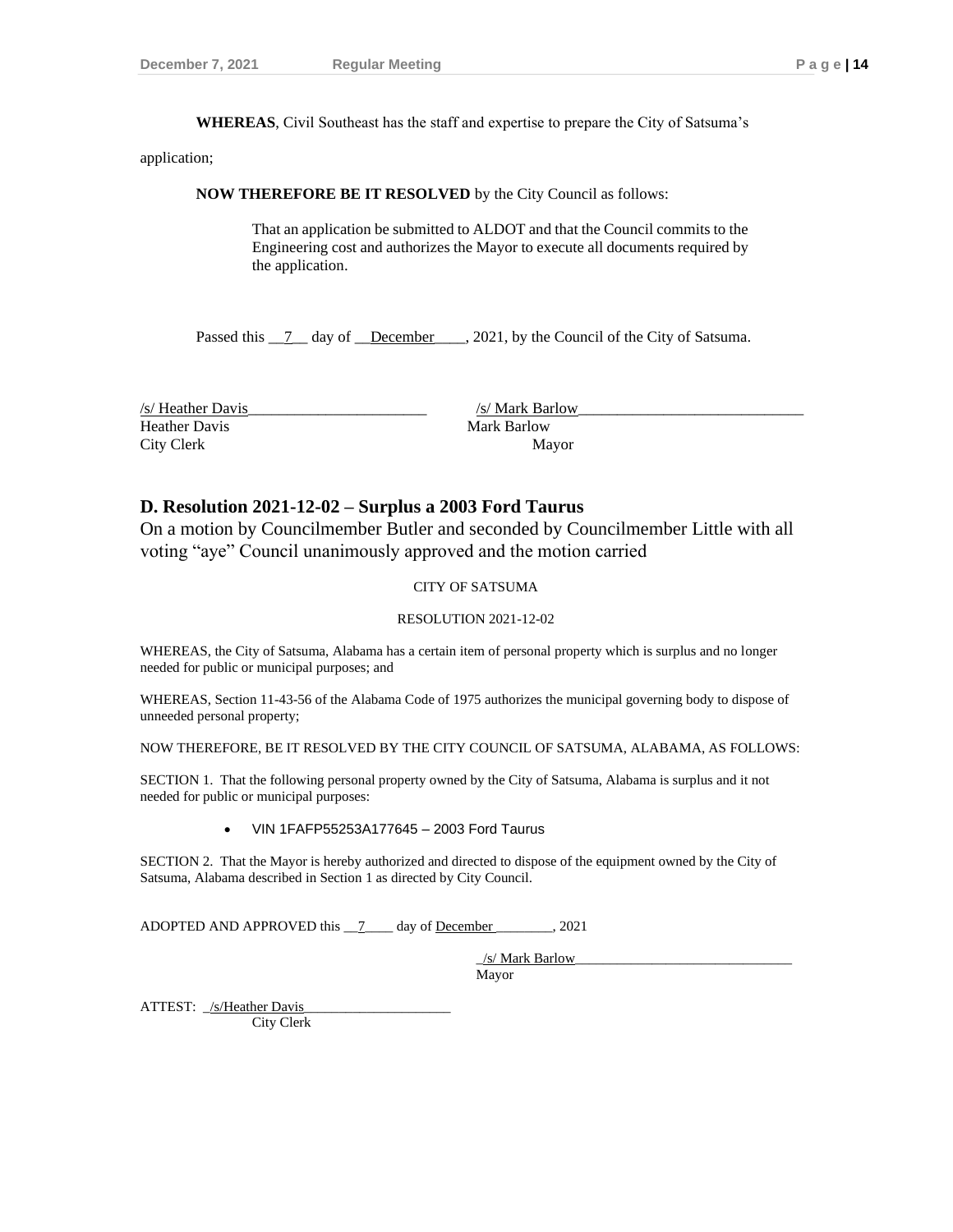**WHEREAS**, Civil Southeast has the staff and expertise to prepare the City of Satsuma's application;

**NOW THEREFORE BE IT RESOLVED** by the City Council as follows:

> That an application be submitted to ALDOT and that the Council commits to the Engineering cost and authorizes the Mayor to execute all documents required by the application.

Passed this __7__ day of __December____, 2021, by the Council of the City of Satsuma.

/s/ Heather Davis________________________
Heather Davis
City Clerk

/s/ Mark Barlow______________________________
Mark Barlow
Mayor

## D. Resolution 2021-12-02 – Surplus a 2003 Ford Taurus

On a motion by Councilmember Butler and seconded by Councilmember Little with all voting "aye" Council unanimously approved and the motion carried

CITY OF SATSUMA

RESOLUTION 2021-12-02

WHEREAS, the City of Satsuma, Alabama has a certain item of personal property which is surplus and no longer needed for public or municipal purposes; and

WHEREAS, Section 11-43-56 of the Alabama Code of 1975 authorizes the municipal governing body to dispose of unneeded personal property;

NOW THEREFORE, BE IT RESOLVED BY THE CITY COUNCIL OF SATSUMA, ALABAMA, AS FOLLOWS:

SECTION 1. That the following personal property owned by the City of Satsuma, Alabama is surplus and it not needed for public or municipal purposes:

- VIN 1FAFP55253A177645 – 2003 Ford Taurus

SECTION 2. That the Mayor is hereby authorized and directed to dispose of the equipment owned by the City of Satsuma, Alabama described in Section 1 as directed by City Council.

ADOPTED AND APPROVED this __7____ day of December_________, 2021

_/s/ Mark Barlow_______________________________
Mayor

ATTEST: _/s/Heather Davis_____________________
City Clerk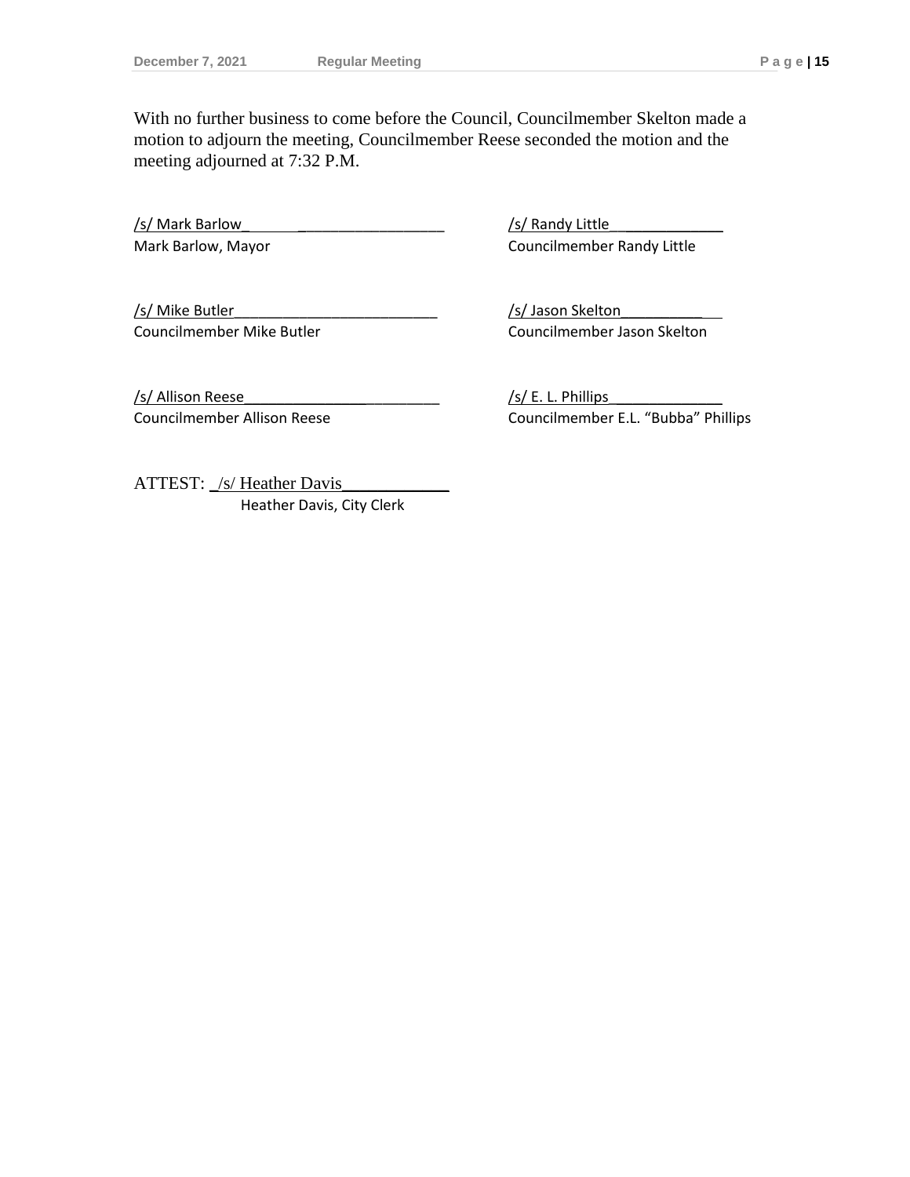With no further business to come before the Council, Councilmember Skelton made a motion to adjourn the meeting, Councilmember Reese seconded the motion and the meeting adjourned at 7:32 P.M.

/s/ Mark Barlow
Mark Barlow, Mayor

/s/ Randy Little
Councilmember Randy Little

/s/ Mike Butler
Councilmember Mike Butler

/s/ Jason Skelton
Councilmember Jason Skelton

/s/ Allison Reese
Councilmember Allison Reese

/s/ E. L. Phillips
Councilmember E.L. "Bubba" Phillips

ATTEST: /s/ Heather Davis
Heather Davis, City Clerk